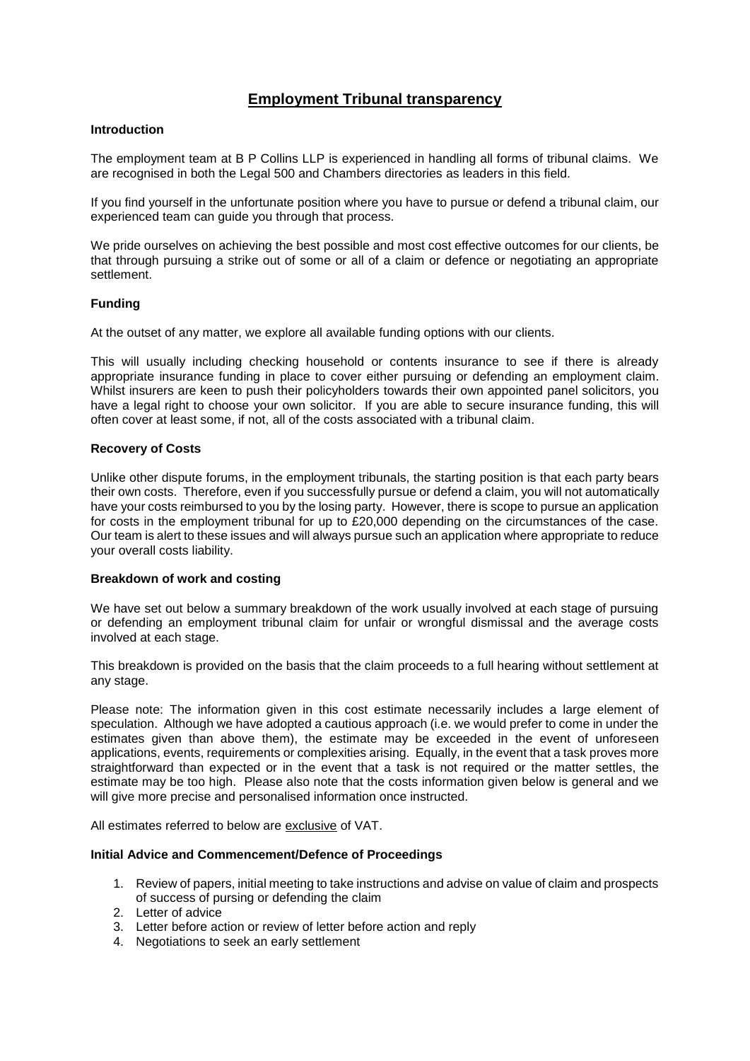# Employment Tribunal transparency

### Introduction

The employment team at B P Collins LLP is experienced in handling all forms of tribunal claims. We are recognised in both the Legal 500 and Chambers directories as leaders in this field.

If you find yourself in the unfortunate position where you have to pursue or defend a tribunal claim, our experienced team can guide you through that process.

We pride ourselves on achieving the best possible and most cost effective outcomes for our clients, be that through pursuing a strike out of some or all of a claim or defence or negotiating an appropriate settlement.

### Funding

At the outset of any matter, we explore all available funding options with our clients.

This will usually including checking household or contents insurance to see if there is already appropriate insurance funding in place to cover either pursuing or defending an employment claim. Whilst insurers are keen to push their policyholders towards their own appointed panel solicitors, you have a legal right to choose your own solicitor. If you are able to secure insurance funding, this will often cover at least some, if not, all of the costs associated with a tribunal claim.

### Recovery of Costs

Unlike other dispute forums, in the employment tribunals, the starting position is that each party bears their own costs. Therefore, even if you successfully pursue or defend a claim, you will not automatically have your costs reimbursed to you by the losing party. However, there is scope to pursue an application for costs in the employment tribunal for up to £20,000 depending on the circumstances of the case. Our team is alert to these issues and will always pursue such an application where appropriate to reduce your overall costs liability.

### Breakdown of work and costing

We have set out below a summary breakdown of the work usually involved at each stage of pursuing or defending an employment tribunal claim for unfair or wrongful dismissal and the average costs involved at each stage.

This breakdown is provided on the basis that the claim proceeds to a full hearing without settlement at any stage.

Please note: The information given in this cost estimate necessarily includes a large element of speculation. Although we have adopted a cautious approach (i.e. we would prefer to come in under the estimates given than above them), the estimate may be exceeded in the event of unforeseen applications, events, requirements or complexities arising. Equally, in the event that a task proves more straightforward than expected or in the event that a task is not required or the matter settles, the estimate may be too high. Please also note that the costs information given below is general and we will give more precise and personalised information once instructed.

All estimates referred to below are <u>exclusive</u> of VAT.

### Initial Advice and Commencement/Defence of Proceedings

1. Review of papers, initial meeting to take instructions and advise on value of claim and prospects of success of pursing or defending the claim
2. Letter of advice
3. Letter before action or review of letter before action and reply
4. Negotiations to seek an early settlement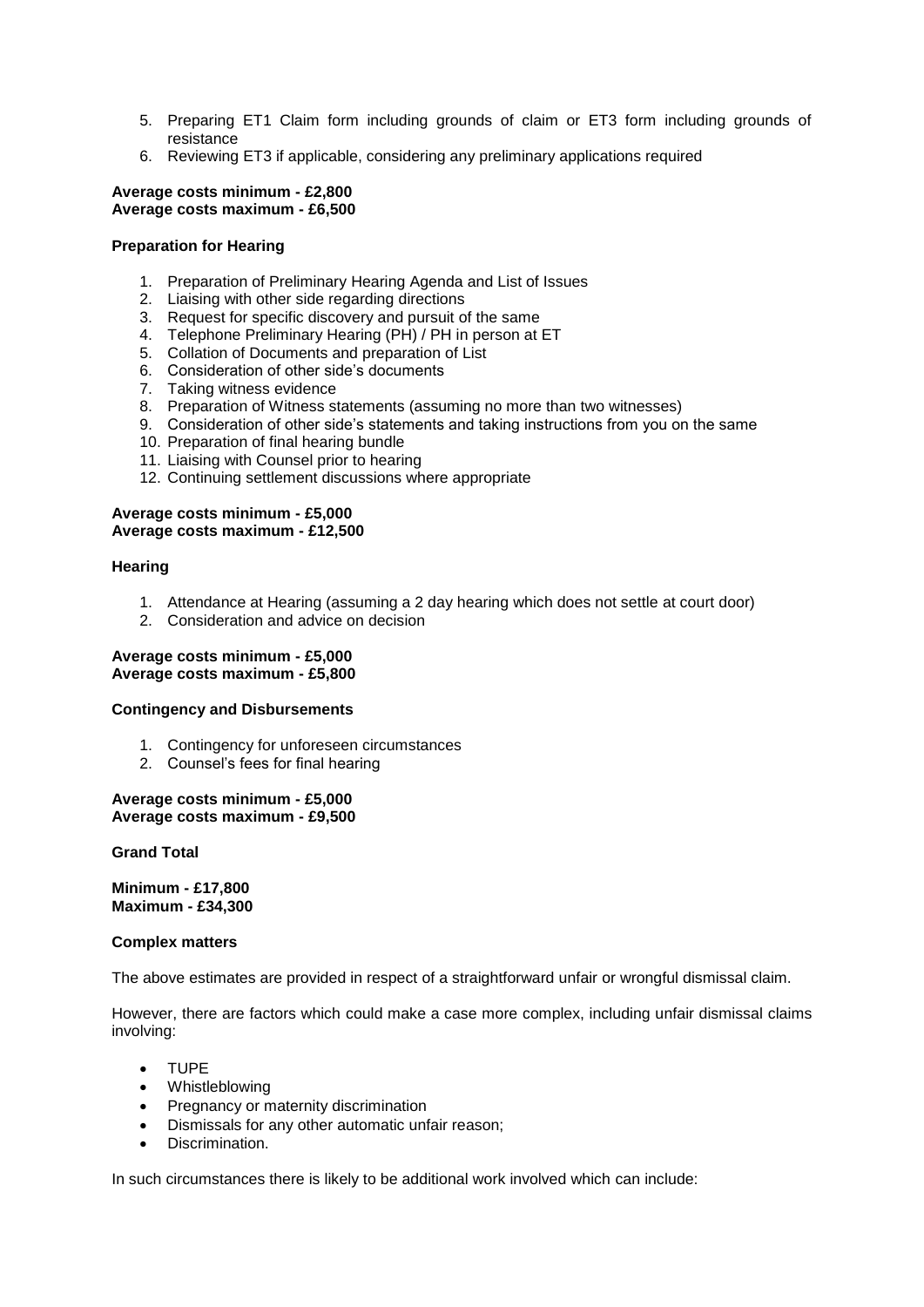5. Preparing ET1 Claim form including grounds of claim or ET3 form including grounds of resistance
6. Reviewing ET3 if applicable, considering any preliminary applications required

**Average costs minimum - £2,800**
**Average costs maximum - £6,500**

**Preparation for Hearing**

1. Preparation of Preliminary Hearing Agenda and List of Issues
2. Liaising with other side regarding directions
3. Request for specific discovery and pursuit of the same
4. Telephone Preliminary Hearing (PH) / PH in person at ET
5. Collation of Documents and preparation of List
6. Consideration of other side's documents
7. Taking witness evidence
8. Preparation of Witness statements (assuming no more than two witnesses)
9. Consideration of other side's statements and taking instructions from you on the same
10. Preparation of final hearing bundle
11. Liaising with Counsel prior to hearing
12. Continuing settlement discussions where appropriate

**Average costs minimum - £5,000**
**Average costs maximum - £12,500**

**Hearing**

1. Attendance at Hearing (assuming a 2 day hearing which does not settle at court door)
2. Consideration and advice on decision

**Average costs minimum - £5,000**
**Average costs maximum - £5,800**

**Contingency and Disbursements**

1. Contingency for unforeseen circumstances
2. Counsel's fees for final hearing

**Average costs minimum - £5,000**
**Average costs maximum - £9,500**

**Grand Total**

**Minimum - £17,800**
**Maximum - £34,300**

**Complex matters**

The above estimates are provided in respect of a straightforward unfair or wrongful dismissal claim.

However, there are factors which could make a case more complex, including unfair dismissal claims involving:

- TUPE
- Whistleblowing
- Pregnancy or maternity discrimination
- Dismissals for any other automatic unfair reason;
- Discrimination.

In such circumstances there is likely to be additional work involved which can include: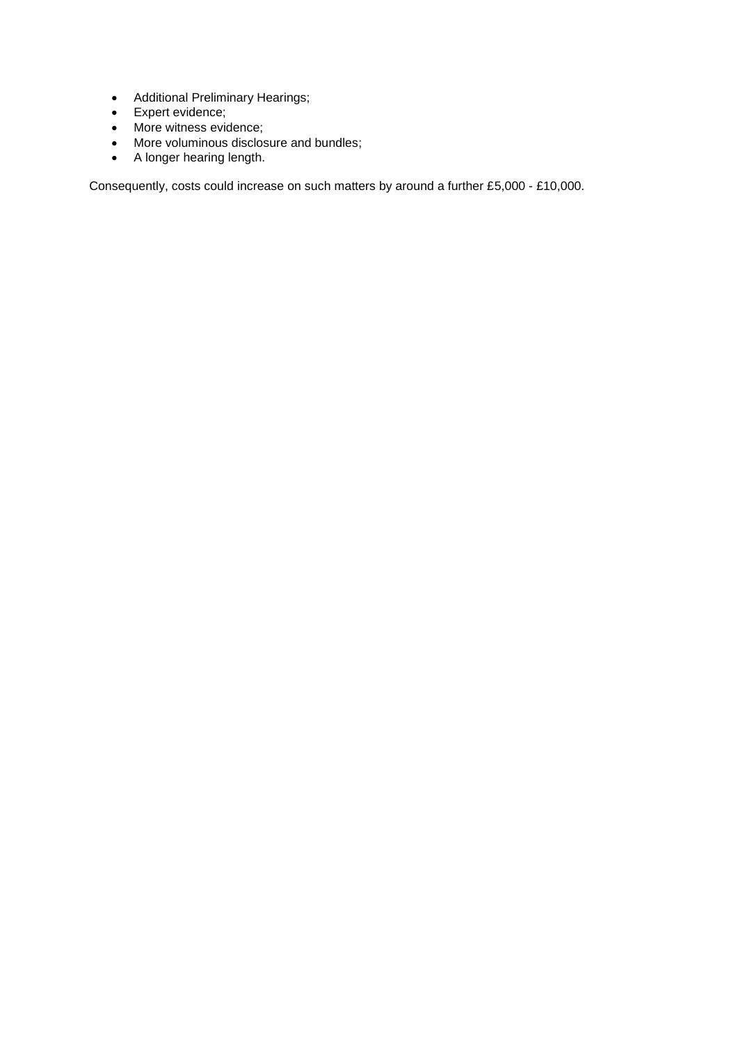- Additional Preliminary Hearings;
- Expert evidence;
- More witness evidence;
- More voluminous disclosure and bundles;
- A longer hearing length.

Consequently, costs could increase on such matters by around a further £5,000 - £10,000.